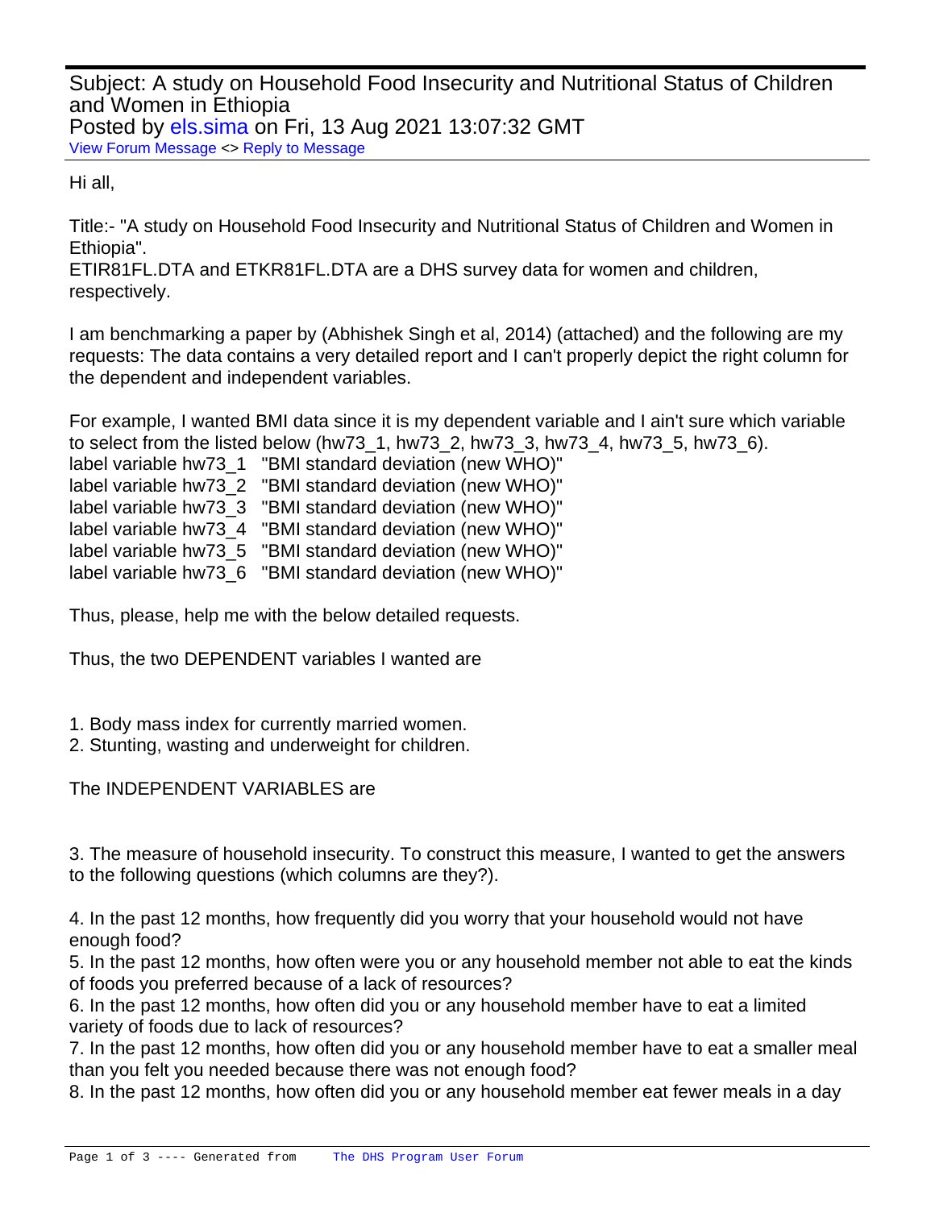Subject: A study on Household Food Insecurity and Nutritional Status of Children and Women in Ethiopia
Posted by els.sima on Fri, 13 Aug 2021 13:07:32 GMT
View Forum Message <> Reply to Message

Hi all,

Title:- "A study on Household Food Insecurity and Nutritional Status of Children and Women in Ethiopia".
ETIR81FL.DTA and ETKR81FL.DTA are a DHS survey data for women and children, respectively.

I am benchmarking a paper by (Abhishek Singh et al, 2014) (attached) and the following are my requests: The data contains a very detailed report and I can't properly depict the right column for the dependent and independent variables.

For example, I wanted BMI data since it is my dependent variable and I ain't sure which variable to select from the listed below (hw73_1, hw73_2, hw73_3, hw73_4, hw73_5, hw73_6).

```
label variable hw73_1   "BMI standard deviation (new WHO)"
label variable hw73_2   "BMI standard deviation (new WHO)"
label variable hw73_3   "BMI standard deviation (new WHO)"
label variable hw73_4   "BMI standard deviation (new WHO)"
label variable hw73_5   "BMI standard deviation (new WHO)"
label variable hw73_6   "BMI standard deviation (new WHO)"
```

Thus, please, help me with the below detailed requests.

Thus, the two DEPENDENT variables I wanted are

1. Body mass index for currently married women.
2. Stunting, wasting and underweight for children.

The INDEPENDENT VARIABLES are

3. The measure of household insecurity. To construct this measure, I wanted to get the answers to the following questions (which columns are they?).

4. In the past 12 months, how frequently did you worry that your household would not have enough food?
5. In the past 12 months, how often were you or any household member not able to eat the kinds of foods you preferred because of a lack of resources?
6. In the past 12 months, how often did you or any household member have to eat a limited variety of foods due to lack of resources?
7. In the past 12 months, how often did you or any household member have to eat a smaller meal than you felt you needed because there was not enough food?
8. In the past 12 months, how often did you or any household member eat fewer meals in a day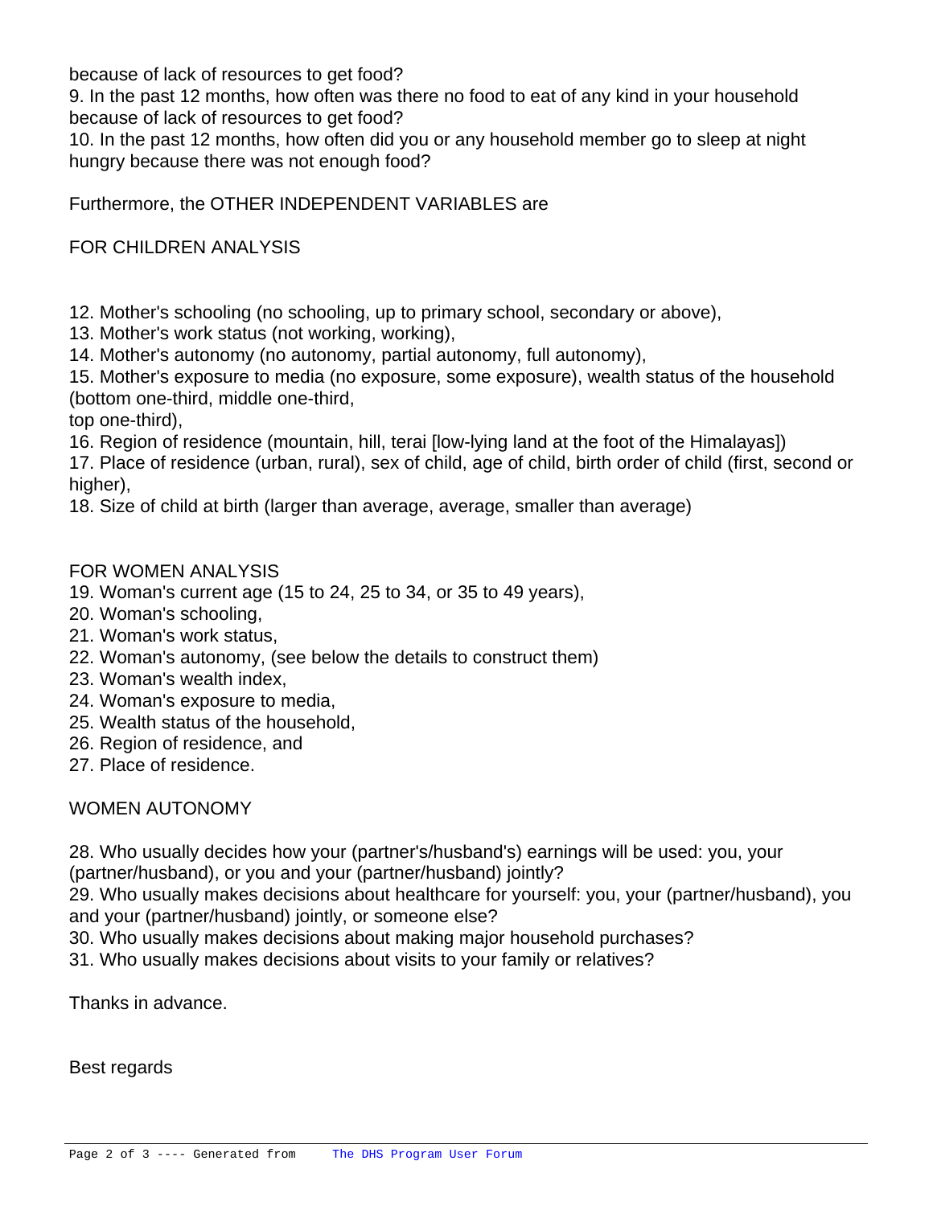because of lack of resources to get food?

9. In the past 12 months, how often was there no food to eat of any kind in your household because of lack of resources to get food?

10. In the past 12 months, how often did you or any household member go to sleep at night hungry because there was not enough food?

Furthermore, the OTHER INDEPENDENT VARIABLES are

FOR CHILDREN ANALYSIS

12. Mother's schooling (no schooling, up to primary school, secondary or above),
13. Mother's work status (not working, working),
14. Mother's autonomy (no autonomy, partial autonomy, full autonomy),
15. Mother's exposure to media (no exposure, some exposure), wealth status of the household (bottom one-third, middle one-third,
top one-third),
16. Region of residence (mountain, hill, terai [low-lying land at the foot of the Himalayas])
17. Place of residence (urban, rural), sex of child, age of child, birth order of child (first, second or higher),
18. Size of child at birth (larger than average, average, smaller than average)

FOR WOMEN ANALYSIS

19. Woman's current age (15 to 24, 25 to 34, or 35 to 49 years),
20. Woman's schooling,
21. Woman's work status,
22. Woman's autonomy, (see below the details to construct them)
23. Woman's wealth index,
24. Woman's exposure to media,
25. Wealth status of the household,
26. Region of residence, and
27. Place of residence.

WOMEN AUTONOMY

28. Who usually decides how your (partner's/husband's) earnings will be used: you, your (partner/husband), or you and your (partner/husband) jointly?
29. Who usually makes decisions about healthcare for yourself: you, your (partner/husband), you and your (partner/husband) jointly, or someone else?
30. Who usually makes decisions about making major household purchases?
31. Who usually makes decisions about visits to your family or relatives?

Thanks in advance.

Best regards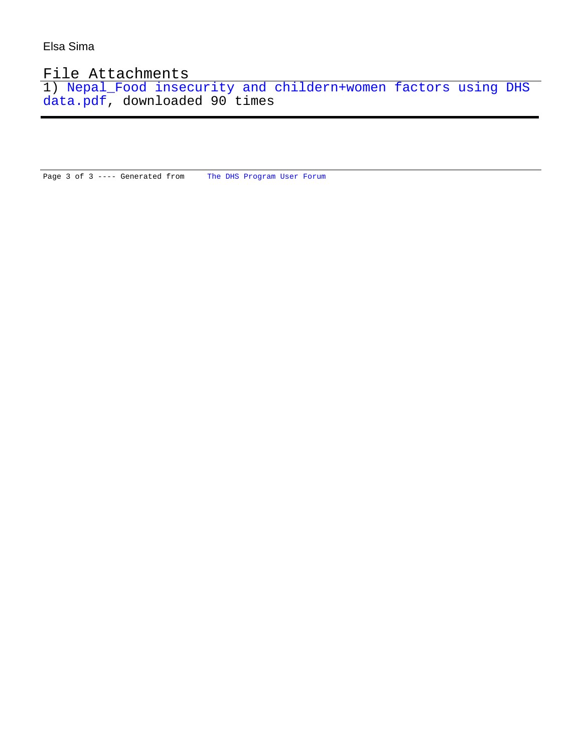Elsa Sima

## File Attachments

1) Nepal_Food insecurity and childern+women factors using DHS data.pdf, downloaded 90 times